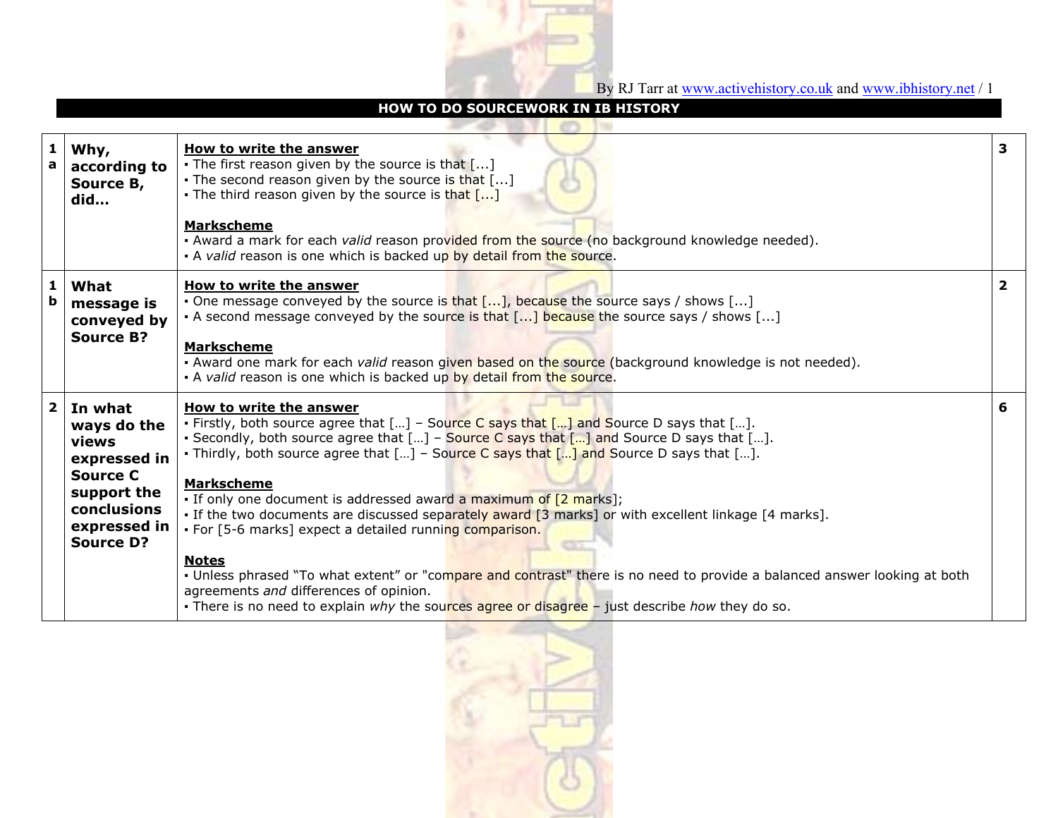# HOW TO DO SOURCEWORK IN IB HISTORY

| | | | |
|---|---|---|---|
| **1 a** | **Why, according to Source B, did…** | **How to write the answer**<br>▪ The first reason given by the source is that [...]<br>▪ The second reason given by the source is that [...]<br>▪ The third reason given by the source is that [...]<br><br>**Markscheme**<br>▪ Award a mark for each *valid* reason provided from the source (no background knowledge needed).<br>▪ A *valid* reason is one which is backed up by detail from the source. | **3** |
| **1 b** | **What message is conveyed by Source B?** | **How to write the answer**<br>▪ One message conveyed by the source is that [...], because the source says / shows [...]<br>▪ A second message conveyed by the source is that [...] because the source says / shows [...]<br><br>**Markscheme**<br>▪ Award one mark for each *valid* reason given based on the source (background knowledge is not needed).<br>▪ A *valid* reason is one which is backed up by detail from the source. | **2** |
| **2** | **In what ways do the views expressed in Source C support the conclusions expressed in Source D?** | **How to write the answer**<br>▪ Firstly, both source agree that […] – Source C says that […] and Source D says that […].<br>▪ Secondly, both source agree that […] – Source C says that […] and Source D says that […].<br>▪ Thirdly, both source agree that […] – Source C says that […] and Source D says that […].<br><br>**Markscheme**<br>▪ If only one document is addressed award a maximum of [2 marks];<br>▪ If the two documents are discussed separately award [3 marks] or with excellent linkage [4 marks].<br>▪ For [5-6 marks] expect a detailed running comparison.<br><br>**Notes**<br>▪ Unless phrased "To what extent" or "compare and contrast" there is no need to provide a balanced answer looking at both agreements *and* differences of opinion.<br>▪ There is no need to explain *why* the sources agree or disagree – just describe *how* they do so. | **6** |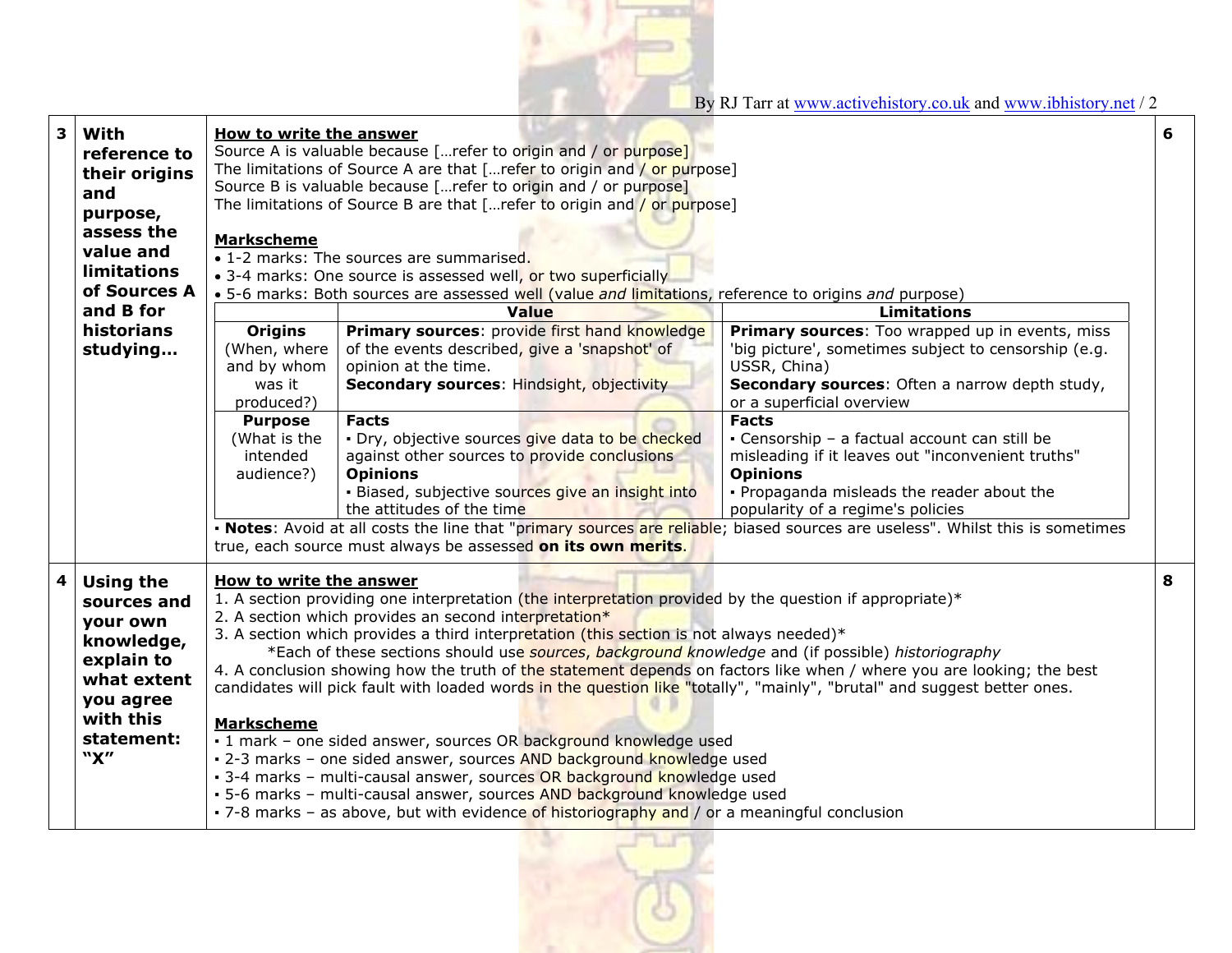| | Question | Guidance | Marks |
|---|---|---|---|
| **3** | **With reference to their origins and purpose, assess the value and limitations of Sources A and B for historians studying…** | **How to write the answer**<br>Source A is valuable because […refer to origin and / or purpose]<br>The limitations of Source A are that […refer to origin and / or purpose]<br>Source B is valuable because […refer to origin and / or purpose]<br>The limitations of Source B are that […refer to origin and / or purpose]<br><br>**Markscheme**<br>• 1-2 marks: The sources are summarised.<br>• 3-4 marks: One source is assessed well, or two superficially<br>• 5-6 marks: Both sources are assessed well (value *and* limitations, reference to origins *and* purpose) | **6** |
| **4** | **Using the sources and your own knowledge, explain to what extent you agree with this statement: "X"** | **How to write the answer**<br>1. A section providing one interpretation (the interpretation provided by the question if appropriate)*<br>2. A section which provides an second interpretation*<br>3. A section which provides a third interpretation (this section is not always needed)*<br>\*Each of these sections should use *sources*, *background knowledge* and (if possible) *historiography*<br>4. A conclusion showing how the truth of the statement depends on factors like when / where you are looking; the best candidates will pick fault with loaded words in the question like "totally", "mainly", "brutal" and suggest better ones.<br><br>**Markscheme**<br>▪ 1 mark – one sided answer, sources OR background knowledge used<br>▪ 2-3 marks – one sided answer, sources AND background knowledge used<br>▪ 3-4 marks – multi-causal answer, sources OR background knowledge used<br>▪ 5-6 marks – multi-causal answer, sources AND background knowledge used<br>▪ 7-8 marks – as above, but with evidence of historiography and / or a meaningful conclusion | **8** |

Question 3 – value and limitations guidance:

| | Value | Limitations |
|---|---|---|
| **Origins** (When, where and by whom was it produced?) | **Primary sources**: provide first hand knowledge of the events described, give a 'snapshot' of opinion at the time.<br>**Secondary sources**: Hindsight, objectivity | **Primary sources**: Too wrapped up in events, miss 'big picture', sometimes subject to censorship (e.g. USSR, China)<br>**Secondary sources**: Often a narrow depth study, or a superficial overview |
| **Purpose** (What is the intended audience?) | **Facts**<br>▪ Dry, objective sources give data to be checked against other sources to provide conclusions<br>**Opinions**<br>▪ Biased, subjective sources give an insight into the attitudes of the time | **Facts**<br>▪ Censorship – a factual account can still be misleading if it leaves out "inconvenient truths"<br>**Opinions**<br>▪ Propaganda misleads the reader about the popularity of a regime's policies |

▪ **Notes**: Avoid at all costs the line that "primary sources are reliable; biased sources are useless". Whilst this is sometimes true, each source must always be assessed **on its own merits**.